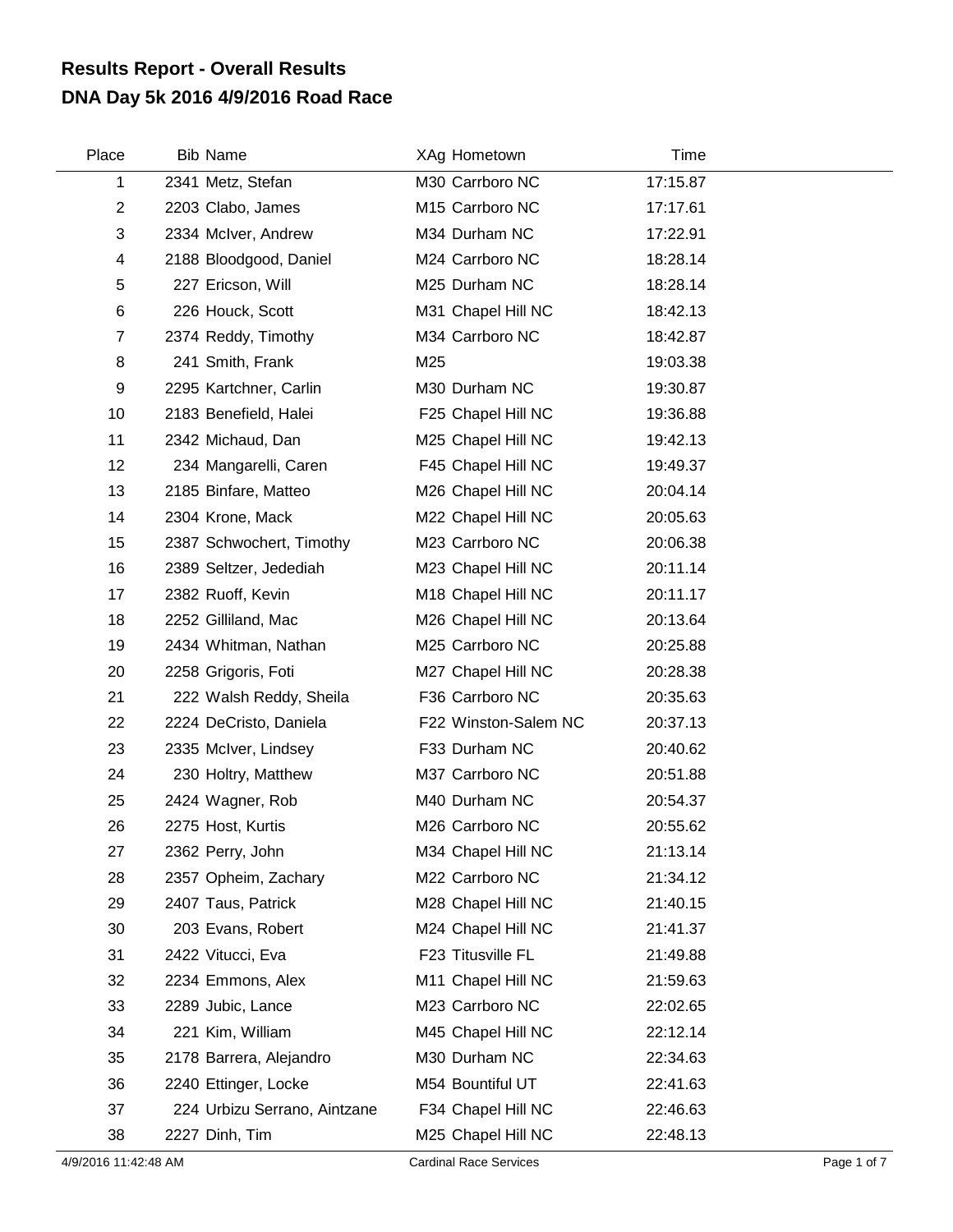# Results Report - Overall Results
## DNA Day 5k 2016 4/9/2016 Road Race

| Place | Bib | Name | XAg | Hometown | Time |
|---|---|---|---|---|---|
| 1 | 2341 | Metz, Stefan | M30 | Carrboro NC | 17:15.87 |
| 2 | 2203 | Clabo, James | M15 | Carrboro NC | 17:17.61 |
| 3 | 2334 | McIver, Andrew | M34 | Durham NC | 17:22.91 |
| 4 | 2188 | Bloodgood, Daniel | M24 | Carrboro NC | 18:28.14 |
| 5 | 227 | Ericson, Will | M25 | Durham NC | 18:28.14 |
| 6 | 226 | Houck, Scott | M31 | Chapel Hill NC | 18:42.13 |
| 7 | 2374 | Reddy, Timothy | M34 | Carrboro NC | 18:42.87 |
| 8 | 241 | Smith, Frank | M25 | | 19:03.38 |
| 9 | 2295 | Kartchner, Carlin | M30 | Durham NC | 19:30.87 |
| 10 | 2183 | Benefield, Halei | F25 | Chapel Hill NC | 19:36.88 |
| 11 | 2342 | Michaud, Dan | M25 | Chapel Hill NC | 19:42.13 |
| 12 | 234 | Mangarelli, Caren | F45 | Chapel Hill NC | 19:49.37 |
| 13 | 2185 | Binfare, Matteo | M26 | Chapel Hill NC | 20:04.14 |
| 14 | 2304 | Krone, Mack | M22 | Chapel Hill NC | 20:05.63 |
| 15 | 2387 | Schwochert, Timothy | M23 | Carrboro NC | 20:06.38 |
| 16 | 2389 | Seltzer, Jedediah | M23 | Chapel Hill NC | 20:11.14 |
| 17 | 2382 | Ruoff, Kevin | M18 | Chapel Hill NC | 20:11.17 |
| 18 | 2252 | Gilliland, Mac | M26 | Chapel Hill NC | 20:13.64 |
| 19 | 2434 | Whitman, Nathan | M25 | Carrboro NC | 20:25.88 |
| 20 | 2258 | Grigoris, Foti | M27 | Chapel Hill NC | 20:28.38 |
| 21 | 222 | Walsh Reddy, Sheila | F36 | Carrboro NC | 20:35.63 |
| 22 | 2224 | DeCristo, Daniela | F22 | Winston-Salem NC | 20:37.13 |
| 23 | 2335 | McIver, Lindsey | F33 | Durham NC | 20:40.62 |
| 24 | 230 | Holtry, Matthew | M37 | Carrboro NC | 20:51.88 |
| 25 | 2424 | Wagner, Rob | M40 | Durham NC | 20:54.37 |
| 26 | 2275 | Host, Kurtis | M26 | Carrboro NC | 20:55.62 |
| 27 | 2362 | Perry, John | M34 | Chapel Hill NC | 21:13.14 |
| 28 | 2357 | Opheim, Zachary | M22 | Carrboro NC | 21:34.12 |
| 29 | 2407 | Taus, Patrick | M28 | Chapel Hill NC | 21:40.15 |
| 30 | 203 | Evans, Robert | M24 | Chapel Hill NC | 21:41.37 |
| 31 | 2422 | Vitucci, Eva | F23 | Titusville FL | 21:49.88 |
| 32 | 2234 | Emmons, Alex | M11 | Chapel Hill NC | 21:59.63 |
| 33 | 2289 | Jubic, Lance | M23 | Carrboro NC | 22:02.65 |
| 34 | 221 | Kim, William | M45 | Chapel Hill NC | 22:12.14 |
| 35 | 2178 | Barrera, Alejandro | M30 | Durham NC | 22:34.63 |
| 36 | 2240 | Ettinger, Locke | M54 | Bountiful UT | 22:41.63 |
| 37 | 224 | Urbizu Serrano, Aintzane | F34 | Chapel Hill NC | 22:46.63 |
| 38 | 2227 | Dinh, Tim | M25 | Chapel Hill NC | 22:48.13 |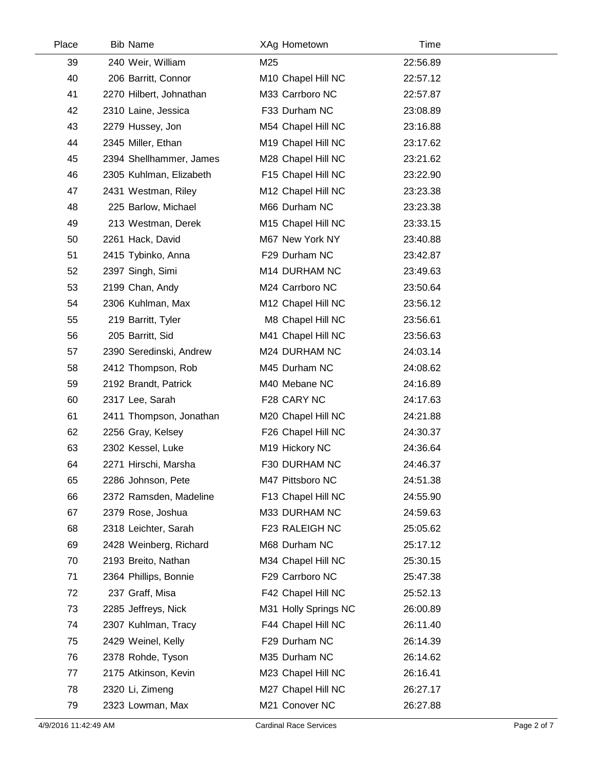| Place | Bib | Name | XAg | Hometown | Time |
|---|---|---|---|---|---|
| 39 | 240 | Weir, William | M25 | | 22:56.89 |
| 40 | 206 | Barritt, Connor | M10 | Chapel Hill NC | 22:57.12 |
| 41 | 2270 | Hilbert, Johnathan | M33 | Carrboro NC | 22:57.87 |
| 42 | 2310 | Laine, Jessica | F33 | Durham NC | 23:08.89 |
| 43 | 2279 | Hussey, Jon | M54 | Chapel Hill NC | 23:16.88 |
| 44 | 2345 | Miller, Ethan | M19 | Chapel Hill NC | 23:17.62 |
| 45 | 2394 | Shellhammer, James | M28 | Chapel Hill NC | 23:21.62 |
| 46 | 2305 | Kuhlman, Elizabeth | F15 | Chapel Hill NC | 23:22.90 |
| 47 | 2431 | Westman, Riley | M12 | Chapel Hill NC | 23:23.38 |
| 48 | 225 | Barlow, Michael | M66 | Durham NC | 23:23.38 |
| 49 | 213 | Westman, Derek | M15 | Chapel Hill NC | 23:33.15 |
| 50 | 2261 | Hack, David | M67 | New York NY | 23:40.88 |
| 51 | 2415 | Tybinko, Anna | F29 | Durham NC | 23:42.87 |
| 52 | 2397 | Singh, Simi | M14 | DURHAM NC | 23:49.63 |
| 53 | 2199 | Chan, Andy | M24 | Carrboro NC | 23:50.64 |
| 54 | 2306 | Kuhlman, Max | M12 | Chapel Hill NC | 23:56.12 |
| 55 | 219 | Barritt, Tyler | M8 | Chapel Hill NC | 23:56.61 |
| 56 | 205 | Barritt, Sid | M41 | Chapel Hill NC | 23:56.63 |
| 57 | 2390 | Seredinski, Andrew | M24 | DURHAM NC | 24:03.14 |
| 58 | 2412 | Thompson, Rob | M45 | Durham NC | 24:08.62 |
| 59 | 2192 | Brandt, Patrick | M40 | Mebane NC | 24:16.89 |
| 60 | 2317 | Lee, Sarah | F28 | CARY NC | 24:17.63 |
| 61 | 2411 | Thompson, Jonathan | M20 | Chapel Hill NC | 24:21.88 |
| 62 | 2256 | Gray, Kelsey | F26 | Chapel Hill NC | 24:30.37 |
| 63 | 2302 | Kessel, Luke | M19 | Hickory NC | 24:36.64 |
| 64 | 2271 | Hirschi, Marsha | F30 | DURHAM NC | 24:46.37 |
| 65 | 2286 | Johnson, Pete | M47 | Pittsboro NC | 24:51.38 |
| 66 | 2372 | Ramsden, Madeline | F13 | Chapel Hill NC | 24:55.90 |
| 67 | 2379 | Rose, Joshua | M33 | DURHAM NC | 24:59.63 |
| 68 | 2318 | Leichter, Sarah | F23 | RALEIGH NC | 25:05.62 |
| 69 | 2428 | Weinberg, Richard | M68 | Durham NC | 25:17.12 |
| 70 | 2193 | Breito, Nathan | M34 | Chapel Hill NC | 25:30.15 |
| 71 | 2364 | Phillips, Bonnie | F29 | Carrboro NC | 25:47.38 |
| 72 | 237 | Graff, Misa | F42 | Chapel Hill NC | 25:52.13 |
| 73 | 2285 | Jeffreys, Nick | M31 | Holly Springs NC | 26:00.89 |
| 74 | 2307 | Kuhlman, Tracy | F44 | Chapel Hill NC | 26:11.40 |
| 75 | 2429 | Weinel, Kelly | F29 | Durham NC | 26:14.39 |
| 76 | 2378 | Rohde, Tyson | M35 | Durham NC | 26:14.62 |
| 77 | 2175 | Atkinson, Kevin | M23 | Chapel Hill NC | 26:16.41 |
| 78 | 2320 | Li, Zimeng | M27 | Chapel Hill NC | 26:27.17 |
| 79 | 2323 | Lowman, Max | M21 | Conover NC | 26:27.88 |

4/9/2016 11:42:49 AM Cardinal Race Services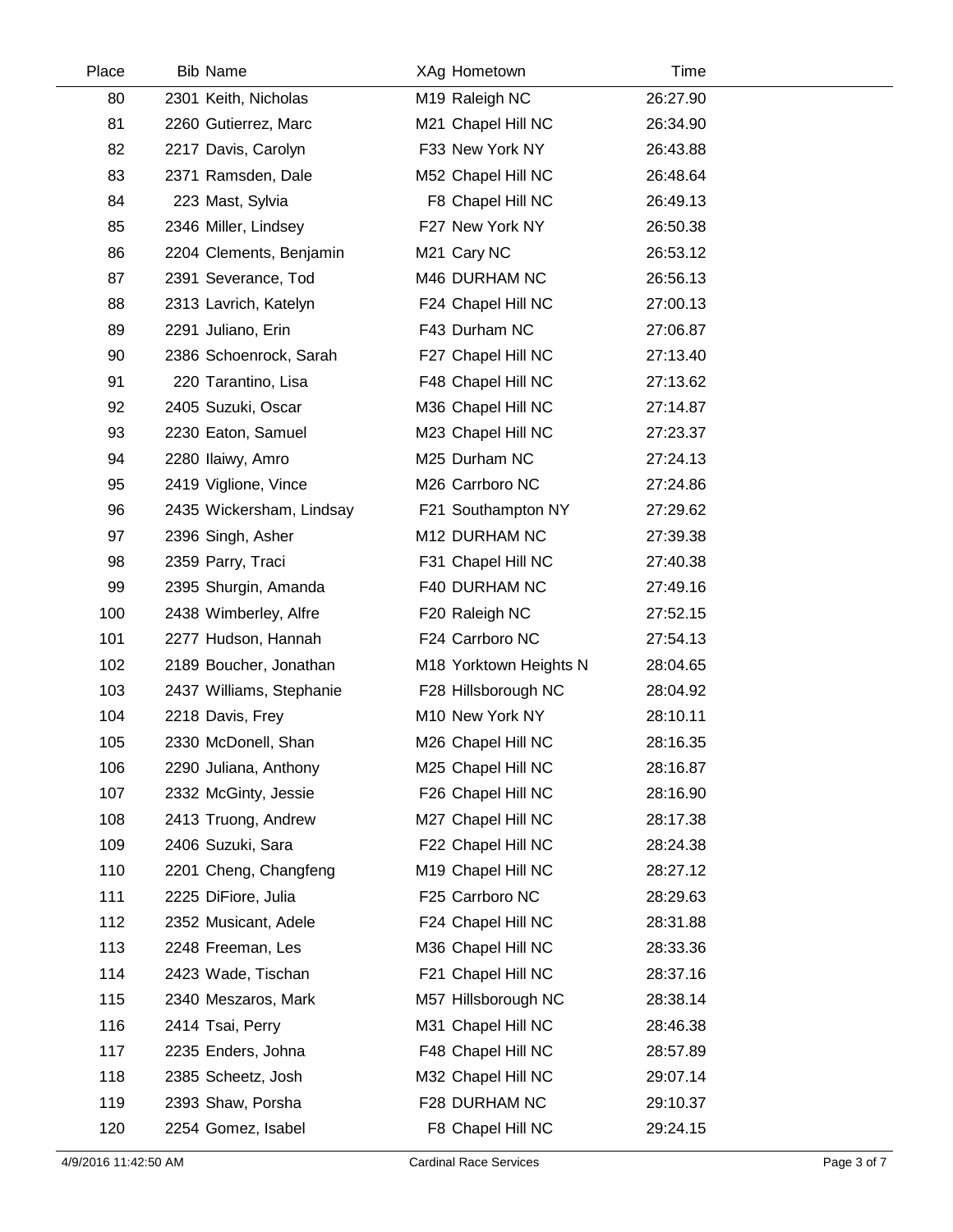| Place | Bib | Name | XAg | Hometown | Time |
|---|---|---|---|---|---|
| 80 | 2301 | Keith, Nicholas | M19 | Raleigh NC | 26:27.90 |
| 81 | 2260 | Gutierrez, Marc | M21 | Chapel Hill NC | 26:34.90 |
| 82 | 2217 | Davis, Carolyn | F33 | New York NY | 26:43.88 |
| 83 | 2371 | Ramsden, Dale | M52 | Chapel Hill NC | 26:48.64 |
| 84 | 223 | Mast, Sylvia | F8 | Chapel Hill NC | 26:49.13 |
| 85 | 2346 | Miller, Lindsey | F27 | New York NY | 26:50.38 |
| 86 | 2204 | Clements, Benjamin | M21 | Cary NC | 26:53.12 |
| 87 | 2391 | Severance, Tod | M46 | DURHAM NC | 26:56.13 |
| 88 | 2313 | Lavrich, Katelyn | F24 | Chapel Hill NC | 27:00.13 |
| 89 | 2291 | Juliano, Erin | F43 | Durham NC | 27:06.87 |
| 90 | 2386 | Schoenrock, Sarah | F27 | Chapel Hill NC | 27:13.40 |
| 91 | 220 | Tarantino, Lisa | F48 | Chapel Hill NC | 27:13.62 |
| 92 | 2405 | Suzuki, Oscar | M36 | Chapel Hill NC | 27:14.87 |
| 93 | 2230 | Eaton, Samuel | M23 | Chapel Hill NC | 27:23.37 |
| 94 | 2280 | Ilaiwy, Amro | M25 | Durham NC | 27:24.13 |
| 95 | 2419 | Viglione, Vince | M26 | Carrboro NC | 27:24.86 |
| 96 | 2435 | Wickersham, Lindsay | F21 | Southampton NY | 27:29.62 |
| 97 | 2396 | Singh, Asher | M12 | DURHAM NC | 27:39.38 |
| 98 | 2359 | Parry, Traci | F31 | Chapel Hill NC | 27:40.38 |
| 99 | 2395 | Shurgin, Amanda | F40 | DURHAM NC | 27:49.16 |
| 100 | 2438 | Wimberley, Alfre | F20 | Raleigh NC | 27:52.15 |
| 101 | 2277 | Hudson, Hannah | F24 | Carrboro NC | 27:54.13 |
| 102 | 2189 | Boucher, Jonathan | M18 | Yorktown Heights N | 28:04.65 |
| 103 | 2437 | Williams, Stephanie | F28 | Hillsborough NC | 28:04.92 |
| 104 | 2218 | Davis, Frey | M10 | New York NY | 28:10.11 |
| 105 | 2330 | McDonell, Shan | M26 | Chapel Hill NC | 28:16.35 |
| 106 | 2290 | Juliana, Anthony | M25 | Chapel Hill NC | 28:16.87 |
| 107 | 2332 | McGinty, Jessie | F26 | Chapel Hill NC | 28:16.90 |
| 108 | 2413 | Truong, Andrew | M27 | Chapel Hill NC | 28:17.38 |
| 109 | 2406 | Suzuki, Sara | F22 | Chapel Hill NC | 28:24.38 |
| 110 | 2201 | Cheng, Changfeng | M19 | Chapel Hill NC | 28:27.12 |
| 111 | 2225 | DiFiore, Julia | F25 | Carrboro NC | 28:29.63 |
| 112 | 2352 | Musicant, Adele | F24 | Chapel Hill NC | 28:31.88 |
| 113 | 2248 | Freeman, Les | M36 | Chapel Hill NC | 28:33.36 |
| 114 | 2423 | Wade, Tischan | F21 | Chapel Hill NC | 28:37.16 |
| 115 | 2340 | Meszaros, Mark | M57 | Hillsborough NC | 28:38.14 |
| 116 | 2414 | Tsai, Perry | M31 | Chapel Hill NC | 28:46.38 |
| 117 | 2235 | Enders, Johna | F48 | Chapel Hill NC | 28:57.89 |
| 118 | 2385 | Scheetz, Josh | M32 | Chapel Hill NC | 29:07.14 |
| 119 | 2393 | Shaw, Porsha | F28 | DURHAM NC | 29:10.37 |
| 120 | 2254 | Gomez, Isabel | F8 | Chapel Hill NC | 29:24.15 |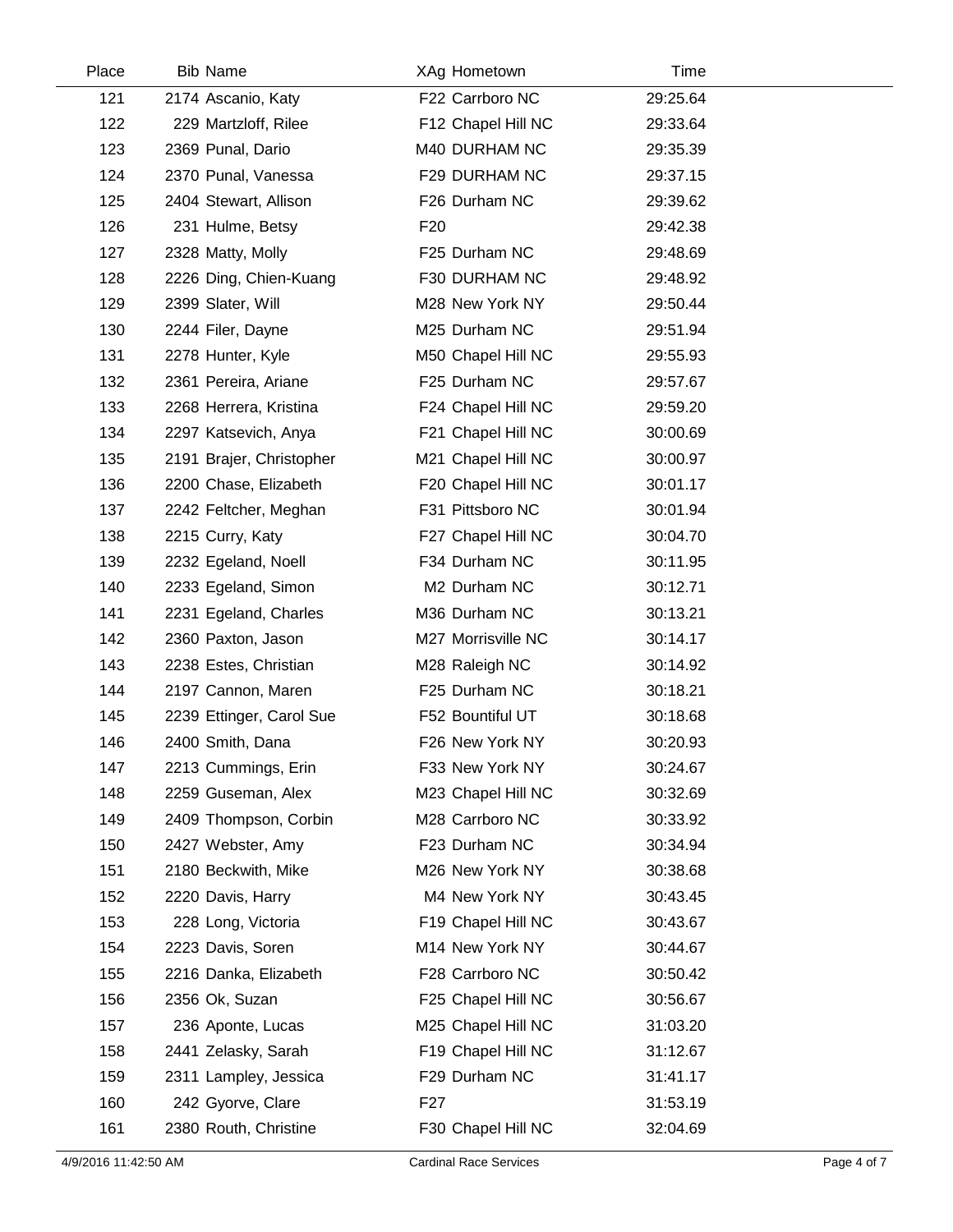| Place | Bib | Name | XAg | Hometown | Time |
|---|---|---|---|---|---|
| 121 | 2174 | Ascanio, Katy | F22 | Carrboro NC | 29:25.64 |
| 122 | 229 | Martzloff, Rilee | F12 | Chapel Hill NC | 29:33.64 |
| 123 | 2369 | Punal, Dario | M40 | DURHAM NC | 29:35.39 |
| 124 | 2370 | Punal, Vanessa | F29 | DURHAM NC | 29:37.15 |
| 125 | 2404 | Stewart, Allison | F26 | Durham NC | 29:39.62 |
| 126 | 231 | Hulme, Betsy | F20 | | 29:42.38 |
| 127 | 2328 | Matty, Molly | F25 | Durham NC | 29:48.69 |
| 128 | 2226 | Ding, Chien-Kuang | F30 | DURHAM NC | 29:48.92 |
| 129 | 2399 | Slater, Will | M28 | New York NY | 29:50.44 |
| 130 | 2244 | Filer, Dayne | M25 | Durham NC | 29:51.94 |
| 131 | 2278 | Hunter, Kyle | M50 | Chapel Hill NC | 29:55.93 |
| 132 | 2361 | Pereira, Ariane | F25 | Durham NC | 29:57.67 |
| 133 | 2268 | Herrera, Kristina | F24 | Chapel Hill NC | 29:59.20 |
| 134 | 2297 | Katsevich, Anya | F21 | Chapel Hill NC | 30:00.69 |
| 135 | 2191 | Brajer, Christopher | M21 | Chapel Hill NC | 30:00.97 |
| 136 | 2200 | Chase, Elizabeth | F20 | Chapel Hill NC | 30:01.17 |
| 137 | 2242 | Feltcher, Meghan | F31 | Pittsboro NC | 30:01.94 |
| 138 | 2215 | Curry, Katy | F27 | Chapel Hill NC | 30:04.70 |
| 139 | 2232 | Egeland, Noell | F34 | Durham NC | 30:11.95 |
| 140 | 2233 | Egeland, Simon | M2 | Durham NC | 30:12.71 |
| 141 | 2231 | Egeland, Charles | M36 | Durham NC | 30:13.21 |
| 142 | 2360 | Paxton, Jason | M27 | Morrisville NC | 30:14.17 |
| 143 | 2238 | Estes, Christian | M28 | Raleigh NC | 30:14.92 |
| 144 | 2197 | Cannon, Maren | F25 | Durham NC | 30:18.21 |
| 145 | 2239 | Ettinger, Carol Sue | F52 | Bountiful UT | 30:18.68 |
| 146 | 2400 | Smith, Dana | F26 | New York NY | 30:20.93 |
| 147 | 2213 | Cummings, Erin | F33 | New York NY | 30:24.67 |
| 148 | 2259 | Guseman, Alex | M23 | Chapel Hill NC | 30:32.69 |
| 149 | 2409 | Thompson, Corbin | M28 | Carrboro NC | 30:33.92 |
| 150 | 2427 | Webster, Amy | F23 | Durham NC | 30:34.94 |
| 151 | 2180 | Beckwith, Mike | M26 | New York NY | 30:38.68 |
| 152 | 2220 | Davis, Harry | M4 | New York NY | 30:43.45 |
| 153 | 228 | Long, Victoria | F19 | Chapel Hill NC | 30:43.67 |
| 154 | 2223 | Davis, Soren | M14 | New York NY | 30:44.67 |
| 155 | 2216 | Danka, Elizabeth | F28 | Carrboro NC | 30:50.42 |
| 156 | 2356 | Ok, Suzan | F25 | Chapel Hill NC | 30:56.67 |
| 157 | 236 | Aponte, Lucas | M25 | Chapel Hill NC | 31:03.20 |
| 158 | 2441 | Zelasky, Sarah | F19 | Chapel Hill NC | 31:12.67 |
| 159 | 2311 | Lampley, Jessica | F29 | Durham NC | 31:41.17 |
| 160 | 242 | Gyorve, Clare | F27 | | 31:53.19 |
| 161 | 2380 | Routh, Christine | F30 | Chapel Hill NC | 32:04.69 |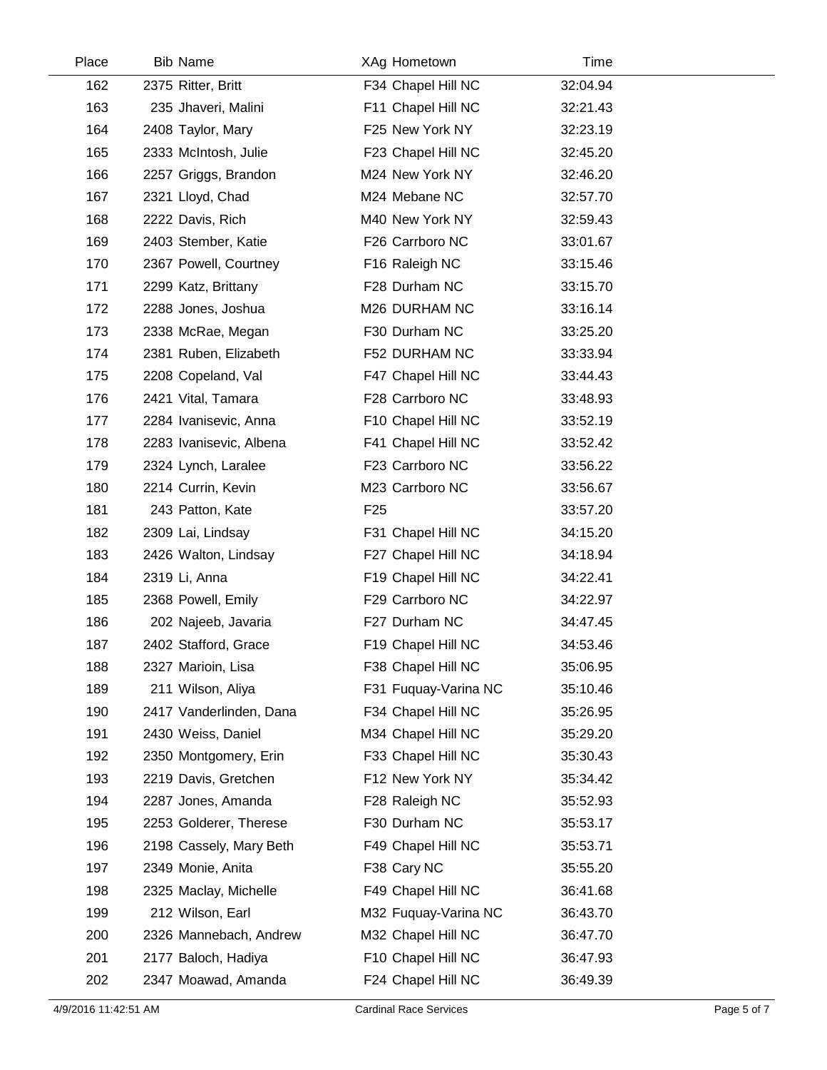| Place | Bib | Name | XAg | Hometown | Time |
|---|---|---|---|---|---|
| 162 | 2375 | Ritter, Britt | F34 | Chapel Hill NC | 32:04.94 |
| 163 | 235 | Jhaveri, Malini | F11 | Chapel Hill NC | 32:21.43 |
| 164 | 2408 | Taylor, Mary | F25 | New York NY | 32:23.19 |
| 165 | 2333 | McIntosh, Julie | F23 | Chapel Hill NC | 32:45.20 |
| 166 | 2257 | Griggs, Brandon | M24 | New York NY | 32:46.20 |
| 167 | 2321 | Lloyd, Chad | M24 | Mebane NC | 32:57.70 |
| 168 | 2222 | Davis, Rich | M40 | New York NY | 32:59.43 |
| 169 | 2403 | Stember, Katie | F26 | Carrboro NC | 33:01.67 |
| 170 | 2367 | Powell, Courtney | F16 | Raleigh NC | 33:15.46 |
| 171 | 2299 | Katz, Brittany | F28 | Durham NC | 33:15.70 |
| 172 | 2288 | Jones, Joshua | M26 | DURHAM NC | 33:16.14 |
| 173 | 2338 | McRae, Megan | F30 | Durham NC | 33:25.20 |
| 174 | 2381 | Ruben, Elizabeth | F52 | DURHAM NC | 33:33.94 |
| 175 | 2208 | Copeland, Val | F47 | Chapel Hill NC | 33:44.43 |
| 176 | 2421 | Vital, Tamara | F28 | Carrboro NC | 33:48.93 |
| 177 | 2284 | Ivanisevic, Anna | F10 | Chapel Hill NC | 33:52.19 |
| 178 | 2283 | Ivanisevic, Albena | F41 | Chapel Hill NC | 33:52.42 |
| 179 | 2324 | Lynch, Laralee | F23 | Carrboro NC | 33:56.22 |
| 180 | 2214 | Currin, Kevin | M23 | Carrboro NC | 33:56.67 |
| 181 | 243 | Patton, Kate | F25 | | 33:57.20 |
| 182 | 2309 | Lai, Lindsay | F31 | Chapel Hill NC | 34:15.20 |
| 183 | 2426 | Walton, Lindsay | F27 | Chapel Hill NC | 34:18.94 |
| 184 | 2319 | Li, Anna | F19 | Chapel Hill NC | 34:22.41 |
| 185 | 2368 | Powell, Emily | F29 | Carrboro NC | 34:22.97 |
| 186 | 202 | Najeeb, Javaria | F27 | Durham NC | 34:47.45 |
| 187 | 2402 | Stafford, Grace | F19 | Chapel Hill NC | 34:53.46 |
| 188 | 2327 | Marioin, Lisa | F38 | Chapel Hill NC | 35:06.95 |
| 189 | 211 | Wilson, Aliya | F31 | Fuquay-Varina NC | 35:10.46 |
| 190 | 2417 | Vanderlinden, Dana | F34 | Chapel Hill NC | 35:26.95 |
| 191 | 2430 | Weiss, Daniel | M34 | Chapel Hill NC | 35:29.20 |
| 192 | 2350 | Montgomery, Erin | F33 | Chapel Hill NC | 35:30.43 |
| 193 | 2219 | Davis, Gretchen | F12 | New York NY | 35:34.42 |
| 194 | 2287 | Jones, Amanda | F28 | Raleigh NC | 35:52.93 |
| 195 | 2253 | Golderer, Therese | F30 | Durham NC | 35:53.17 |
| 196 | 2198 | Cassely, Mary Beth | F49 | Chapel Hill NC | 35:53.71 |
| 197 | 2349 | Monie, Anita | F38 | Cary NC | 35:55.20 |
| 198 | 2325 | Maclay, Michelle | F49 | Chapel Hill NC | 36:41.68 |
| 199 | 212 | Wilson, Earl | M32 | Fuquay-Varina NC | 36:43.70 |
| 200 | 2326 | Mannebach, Andrew | M32 | Chapel Hill NC | 36:47.70 |
| 201 | 2177 | Baloch, Hadiya | F10 | Chapel Hill NC | 36:47.93 |
| 202 | 2347 | Moawad, Amanda | F24 | Chapel Hill NC | 36:49.39 |

4/9/2016 11:42:51 AM Cardinal Race Services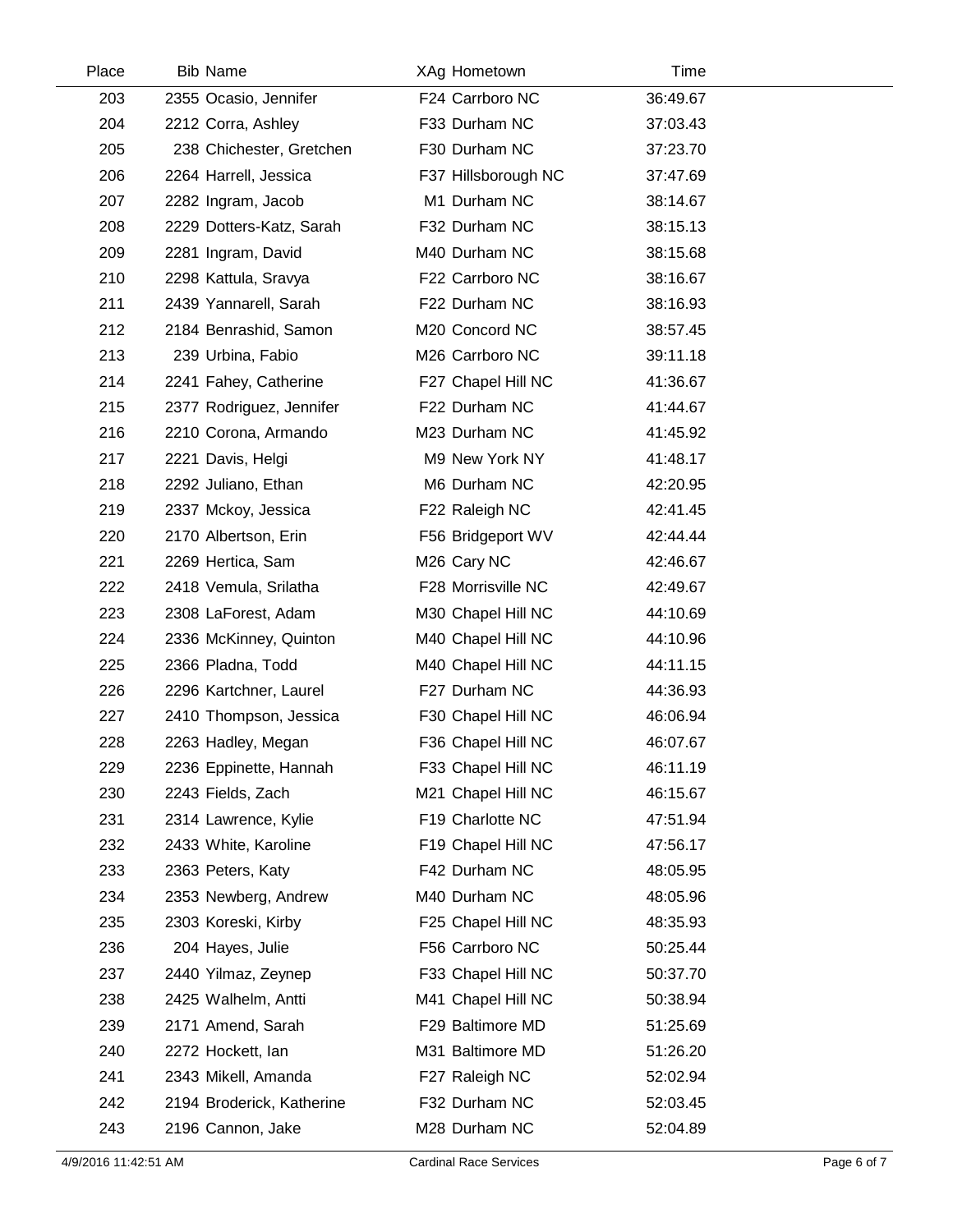| Place | Bib | Name | XAg | Hometown | Time |
|---|---|---|---|---|---|
| 203 | 2355 | Ocasio, Jennifer | F24 | Carrboro NC | 36:49.67 |
| 204 | 2212 | Corra, Ashley | F33 | Durham NC | 37:03.43 |
| 205 | 238 | Chichester, Gretchen | F30 | Durham NC | 37:23.70 |
| 206 | 2264 | Harrell, Jessica | F37 | Hillsborough NC | 37:47.69 |
| 207 | 2282 | Ingram, Jacob | M1 | Durham NC | 38:14.67 |
| 208 | 2229 | Dotters-Katz, Sarah | F32 | Durham NC | 38:15.13 |
| 209 | 2281 | Ingram, David | M40 | Durham NC | 38:15.68 |
| 210 | 2298 | Kattula, Sravya | F22 | Carrboro NC | 38:16.67 |
| 211 | 2439 | Yannarell, Sarah | F22 | Durham NC | 38:16.93 |
| 212 | 2184 | Benrashid, Samon | M20 | Concord NC | 38:57.45 |
| 213 | 239 | Urbina, Fabio | M26 | Carrboro NC | 39:11.18 |
| 214 | 2241 | Fahey, Catherine | F27 | Chapel Hill NC | 41:36.67 |
| 215 | 2377 | Rodriguez, Jennifer | F22 | Durham NC | 41:44.67 |
| 216 | 2210 | Corona, Armando | M23 | Durham NC | 41:45.92 |
| 217 | 2221 | Davis, Helgi | M9 | New York NY | 41:48.17 |
| 218 | 2292 | Juliano, Ethan | M6 | Durham NC | 42:20.95 |
| 219 | 2337 | Mckoy, Jessica | F22 | Raleigh NC | 42:41.45 |
| 220 | 2170 | Albertson, Erin | F56 | Bridgeport WV | 42:44.44 |
| 221 | 2269 | Hertica, Sam | M26 | Cary NC | 42:46.67 |
| 222 | 2418 | Vemula, Srilatha | F28 | Morrisville NC | 42:49.67 |
| 223 | 2308 | LaForest, Adam | M30 | Chapel Hill NC | 44:10.69 |
| 224 | 2336 | McKinney, Quinton | M40 | Chapel Hill NC | 44:10.96 |
| 225 | 2366 | Pladna, Todd | M40 | Chapel Hill NC | 44:11.15 |
| 226 | 2296 | Kartchner, Laurel | F27 | Durham NC | 44:36.93 |
| 227 | 2410 | Thompson, Jessica | F30 | Chapel Hill NC | 46:06.94 |
| 228 | 2263 | Hadley, Megan | F36 | Chapel Hill NC | 46:07.67 |
| 229 | 2236 | Eppinette, Hannah | F33 | Chapel Hill NC | 46:11.19 |
| 230 | 2243 | Fields, Zach | M21 | Chapel Hill NC | 46:15.67 |
| 231 | 2314 | Lawrence, Kylie | F19 | Charlotte NC | 47:51.94 |
| 232 | 2433 | White, Karoline | F19 | Chapel Hill NC | 47:56.17 |
| 233 | 2363 | Peters, Katy | F42 | Durham NC | 48:05.95 |
| 234 | 2353 | Newberg, Andrew | M40 | Durham NC | 48:05.96 |
| 235 | 2303 | Koreski, Kirby | F25 | Chapel Hill NC | 48:35.93 |
| 236 | 204 | Hayes, Julie | F56 | Carrboro NC | 50:25.44 |
| 237 | 2440 | Yilmaz, Zeynep | F33 | Chapel Hill NC | 50:37.70 |
| 238 | 2425 | Walhelm, Antti | M41 | Chapel Hill NC | 50:38.94 |
| 239 | 2171 | Amend, Sarah | F29 | Baltimore MD | 51:25.69 |
| 240 | 2272 | Hockett, Ian | M31 | Baltimore MD | 51:26.20 |
| 241 | 2343 | Mikell, Amanda | F27 | Raleigh NC | 52:02.94 |
| 242 | 2194 | Broderick, Katherine | F32 | Durham NC | 52:03.45 |
| 243 | 2196 | Cannon, Jake | M28 | Durham NC | 52:04.89 |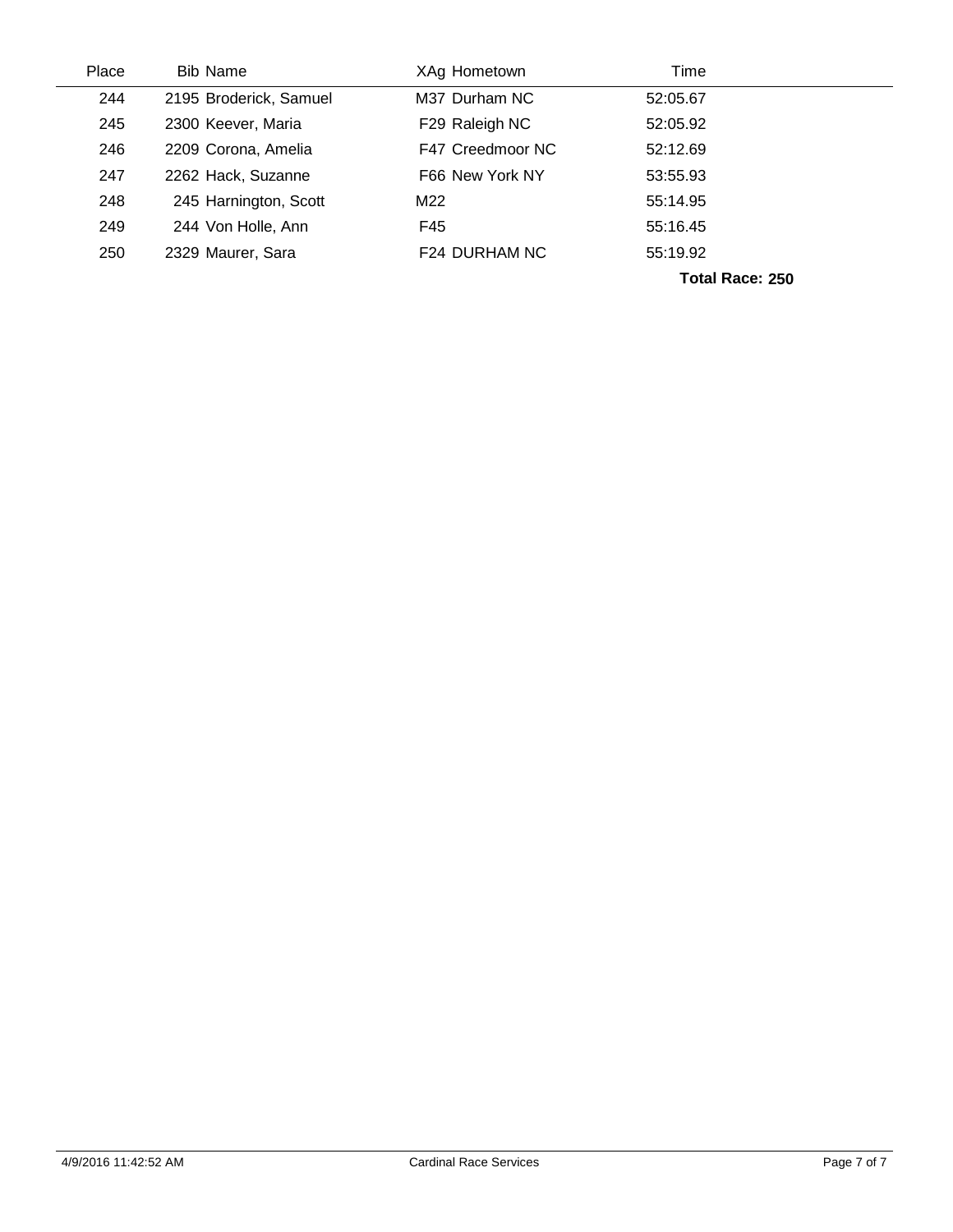| Place | Bib | Name | XAg | Hometown | Time |
|---|---|---|---|---|---|
| 244 | 2195 | Broderick, Samuel | M37 | Durham NC | 52:05.67 |
| 245 | 2300 | Keever, Maria | F29 | Raleigh NC | 52:05.92 |
| 246 | 2209 | Corona, Amelia | F47 | Creedmoor NC | 52:12.69 |
| 247 | 2262 | Hack, Suzanne | F66 | New York NY | 53:55.93 |
| 248 | 245 | Harnington, Scott | M22 | | 55:14.95 |
| 249 | 244 | Von Holle, Ann | F45 | | 55:16.45 |
| 250 | 2329 | Maurer, Sara | F24 | DURHAM NC | 55:19.92 |

**Total Race: 250**

4/9/2016 11:42:52 AM

Cardinal Race Services